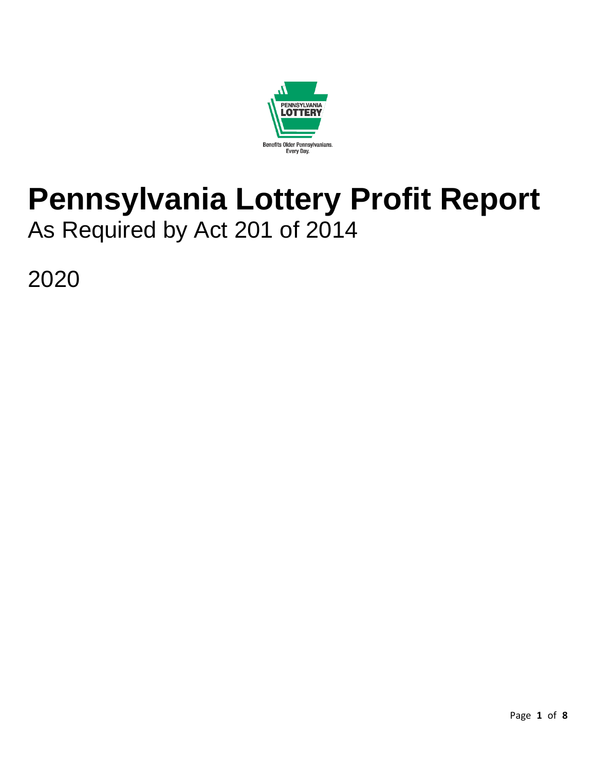# Pennsylvania Lottery Profit Report

As Required by Act 201 of 2014

2020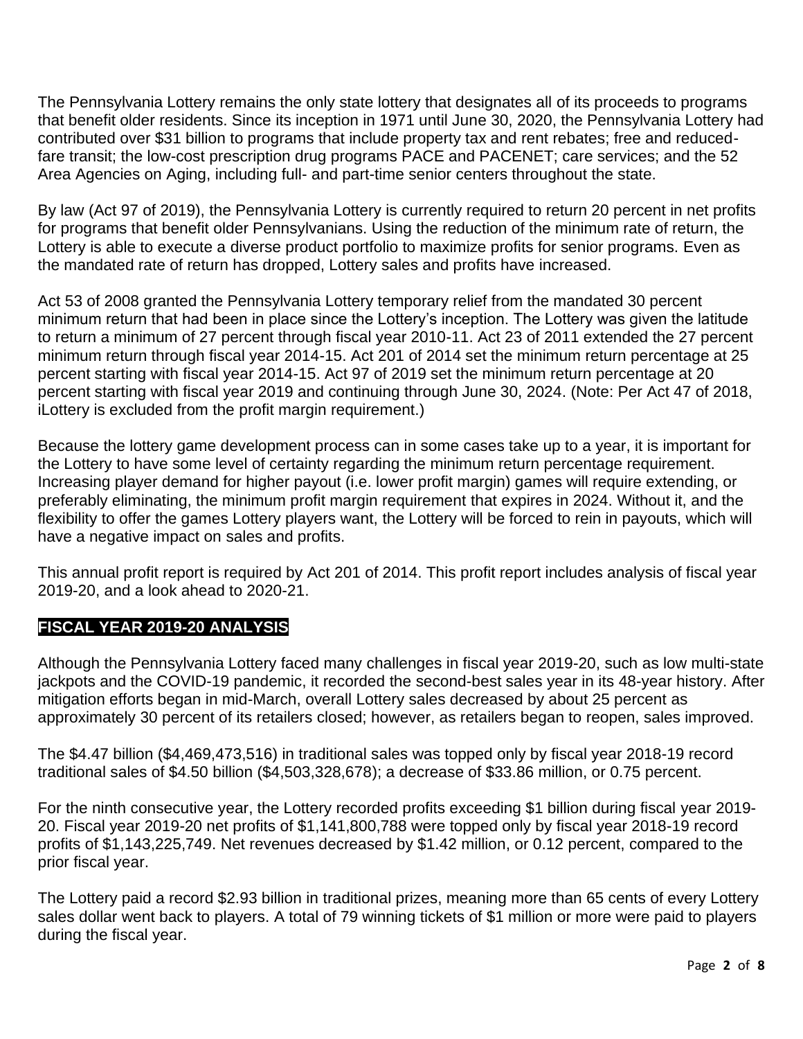The Pennsylvania Lottery remains the only state lottery that designates all of its proceeds to programs that benefit older residents. Since its inception in 1971 until June 30, 2020, the Pennsylvania Lottery had contributed over $31 billion to programs that include property tax and rent rebates; free and reduced-fare transit; the low-cost prescription drug programs PACE and PACENET; care services; and the 52 Area Agencies on Aging, including full- and part-time senior centers throughout the state.

By law (Act 97 of 2019), the Pennsylvania Lottery is currently required to return 20 percent in net profits for programs that benefit older Pennsylvanians. Using the reduction of the minimum rate of return, the Lottery is able to execute a diverse product portfolio to maximize profits for senior programs. Even as the mandated rate of return has dropped, Lottery sales and profits have increased.

Act 53 of 2008 granted the Pennsylvania Lottery temporary relief from the mandated 30 percent minimum return that had been in place since the Lottery's inception. The Lottery was given the latitude to return a minimum of 27 percent through fiscal year 2010-11. Act 23 of 2011 extended the 27 percent minimum return through fiscal year 2014-15. Act 201 of 2014 set the minimum return percentage at 25 percent starting with fiscal year 2014-15. Act 97 of 2019 set the minimum return percentage at 20 percent starting with fiscal year 2019 and continuing through June 30, 2024. (Note: Per Act 47 of 2018, iLottery is excluded from the profit margin requirement.)

Because the lottery game development process can in some cases take up to a year, it is important for the Lottery to have some level of certainty regarding the minimum return percentage requirement. Increasing player demand for higher payout (i.e. lower profit margin) games will require extending, or preferably eliminating, the minimum profit margin requirement that expires in 2024. Without it, and the flexibility to offer the games Lottery players want, the Lottery will be forced to rein in payouts, which will have a negative impact on sales and profits.

This annual profit report is required by Act 201 of 2014. This profit report includes analysis of fiscal year 2019-20, and a look ahead to 2020-21.

## FISCAL YEAR 2019-20 ANALYSIS

Although the Pennsylvania Lottery faced many challenges in fiscal year 2019-20, such as low multi-state jackpots and the COVID-19 pandemic, it recorded the second-best sales year in its 48-year history. After mitigation efforts began in mid-March, overall Lottery sales decreased by about 25 percent as approximately 30 percent of its retailers closed; however, as retailers began to reopen, sales improved.

The $4.47 billion ($4,469,473,516) in traditional sales was topped only by fiscal year 2018-19 record traditional sales of $4.50 billion ($4,503,328,678); a decrease of $33.86 million, or 0.75 percent.

For the ninth consecutive year, the Lottery recorded profits exceeding $1 billion during fiscal year 2019-20. Fiscal year 2019-20 net profits of $1,141,800,788 were topped only by fiscal year 2018-19 record profits of $1,143,225,749. Net revenues decreased by $1.42 million, or 0.12 percent, compared to the prior fiscal year.

The Lottery paid a record $2.93 billion in traditional prizes, meaning more than 65 cents of every Lottery sales dollar went back to players. A total of 79 winning tickets of $1 million or more were paid to players during the fiscal year.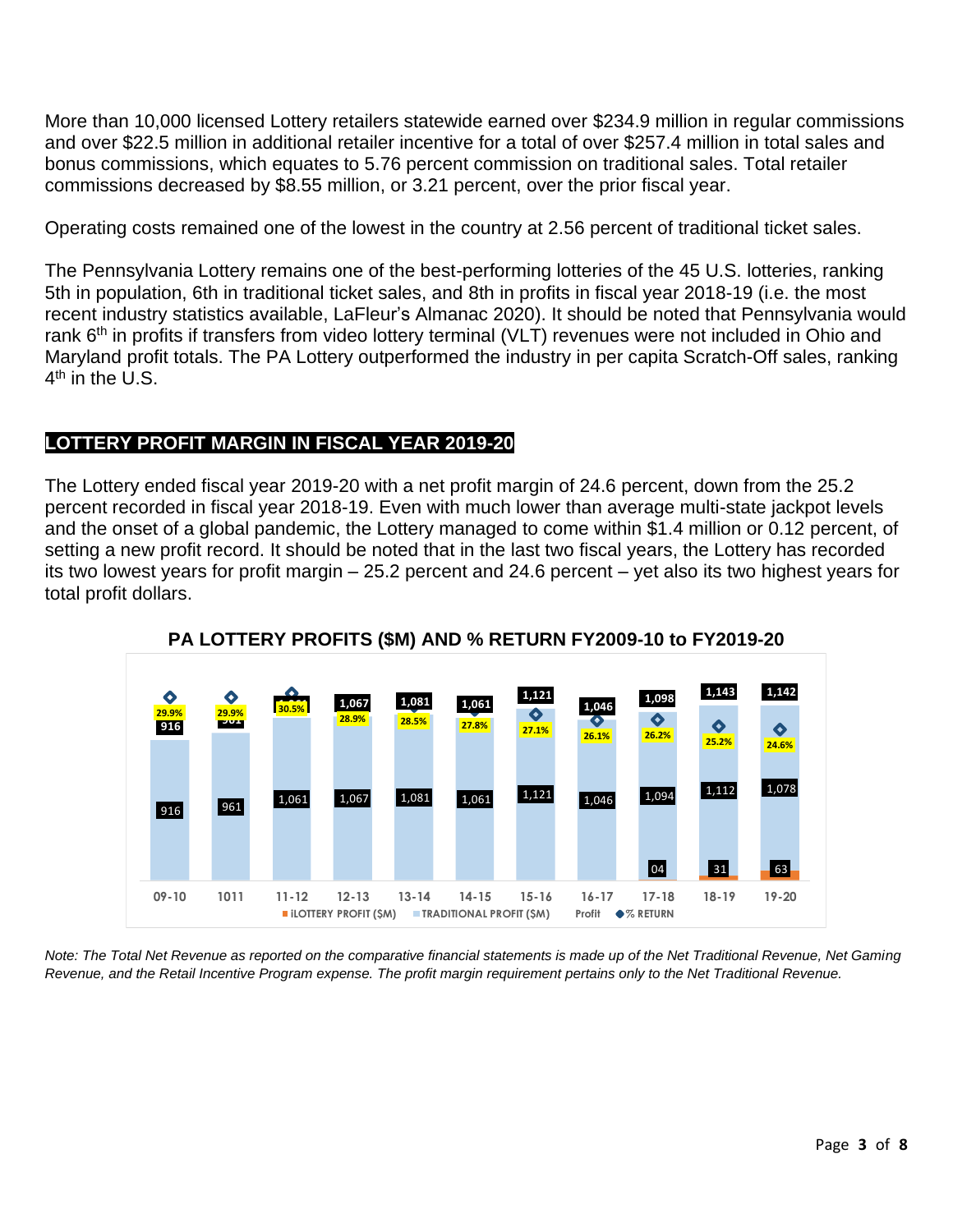More than 10,000 licensed Lottery retailers statewide earned over $234.9 million in regular commissions and over $22.5 million in additional retailer incentive for a total of over $257.4 million in total sales and bonus commissions, which equates to 5.76 percent commission on traditional sales. Total retailer commissions decreased by $8.55 million, or 3.21 percent, over the prior fiscal year.

Operating costs remained one of the lowest in the country at 2.56 percent of traditional ticket sales.

The Pennsylvania Lottery remains one of the best-performing lotteries of the 45 U.S. lotteries, ranking 5th in population, 6th in traditional ticket sales, and 8th in profits in fiscal year 2018-19 (i.e. the most recent industry statistics available, LaFleur's Almanac 2020). It should be noted that Pennsylvania would rank 6th in profits if transfers from video lottery terminal (VLT) revenues were not included in Ohio and Maryland profit totals. The PA Lottery outperformed the industry in per capita Scratch-Off sales, ranking 4th in the U.S.

## LOTTERY PROFIT MARGIN IN FISCAL YEAR 2019-20

The Lottery ended fiscal year 2019-20 with a net profit margin of 24.6 percent, down from the 25.2 percent recorded in fiscal year 2018-19. Even with much lower than average multi-state jackpot levels and the onset of a global pandemic, the Lottery managed to come within $1.4 million or 0.12 percent, of setting a new profit record. It should be noted that in the last two fiscal years, the Lottery has recorded its two lowest years for profit margin – 25.2 percent and 24.6 percent – yet also its two highest years for total profit dollars.

**PA LOTTERY PROFITS ($M) AND % RETURN FY2009-10 to FY2019-20**

| Fiscal Year | iLOTTERY PROFIT ($M) | TRADITIONAL PROFIT ($M) | Total Profit | % RETURN |
|---|---|---|---|---|
| 09-10 | | 916 | 916 | 29.9% |
| 1011 | | 961 | 961 | 29.9% |
| 11-12 | | 1,061 | 1,061 | 30.5% |
| 12-13 | | 1,067 | 1,067 | 28.9% |
| 13-14 | | 1,081 | 1,081 | 28.5% |
| 14-15 | | 1,061 | 1,061 | 27.8% |
| 15-16 | | 1,121 | 1,121 | 27.1% |
| 16-17 | | 1,046 | 1,046 | 26.1% |
| 17-18 | 04 | 1,094 | 1,098 | 26.2% |
| 18-19 | 31 | 1,112 | 1,143 | 25.2% |
| 19-20 | 63 | 1,078 | 1,142 | 24.6% |

*Note: The Total Net Revenue as reported on the comparative financial statements is made up of the Net Traditional Revenue, Net Gaming Revenue, and the Retail Incentive Program expense. The profit margin requirement pertains only to the Net Traditional Revenue.*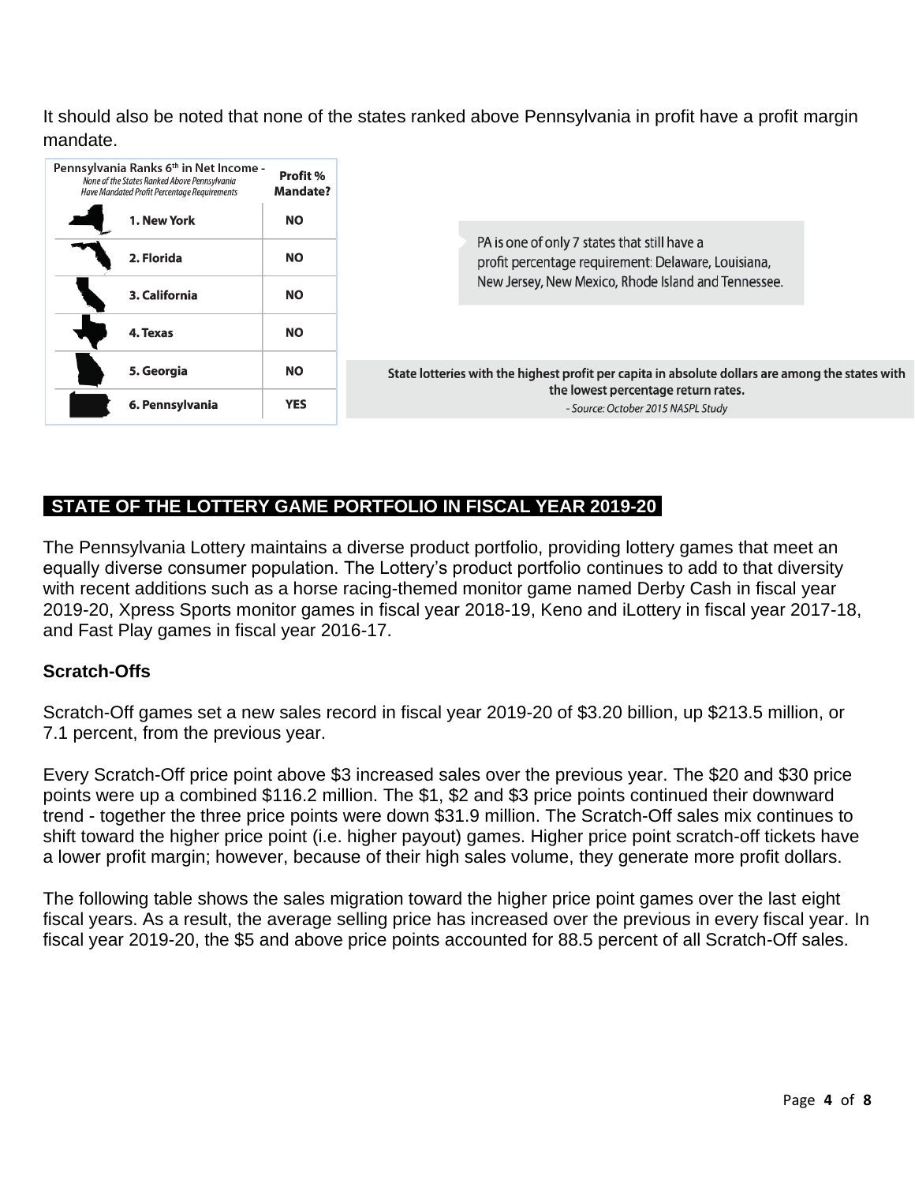It should also be noted that none of the states ranked above Pennsylvania in profit have a profit margin mandate.

| Pennsylvania Ranks 6th in Net Income - *None of the States Ranked Above Pennsylvania Have Mandated Profit Percentage Requirements* | Profit % Mandate? |
|---|---|
| 1. New York | NO |
| 2. Florida | NO |
| 3. California | NO |
| 4. Texas | NO |
| 5. Georgia | NO |
| 6. Pennsylvania | YES |

PA is one of only 7 states that still have a profit percentage requirement: Delaware, Louisiana, New Jersey, New Mexico, Rhode Island and Tennessee.

**State lotteries with the highest profit per capita in absolute dollars are among the states with the lowest percentage return rates.**
*- Source: October 2015 NASPL Study*

## STATE OF THE LOTTERY GAME PORTFOLIO IN FISCAL YEAR 2019-20

The Pennsylvania Lottery maintains a diverse product portfolio, providing lottery games that meet an equally diverse consumer population. The Lottery's product portfolio continues to add to that diversity with recent additions such as a horse racing-themed monitor game named Derby Cash in fiscal year 2019-20, Xpress Sports monitor games in fiscal year 2018-19, Keno and iLottery in fiscal year 2017-18, and Fast Play games in fiscal year 2016-17.

### Scratch-Offs

Scratch-Off games set a new sales record in fiscal year 2019-20 of $3.20 billion, up $213.5 million, or 7.1 percent, from the previous year.

Every Scratch-Off price point above $3 increased sales over the previous year. The $20 and $30 price points were up a combined $116.2 million. The $1, $2 and $3 price points continued their downward trend - together the three price points were down $31.9 million. The Scratch-Off sales mix continues to shift toward the higher price point (i.e. higher payout) games. Higher price point scratch-off tickets have a lower profit margin; however, because of their high sales volume, they generate more profit dollars.

The following table shows the sales migration toward the higher price point games over the last eight fiscal years. As a result, the average selling price has increased over the previous in every fiscal year. In fiscal year 2019-20, the $5 and above price points accounted for 88.5 percent of all Scratch-Off sales.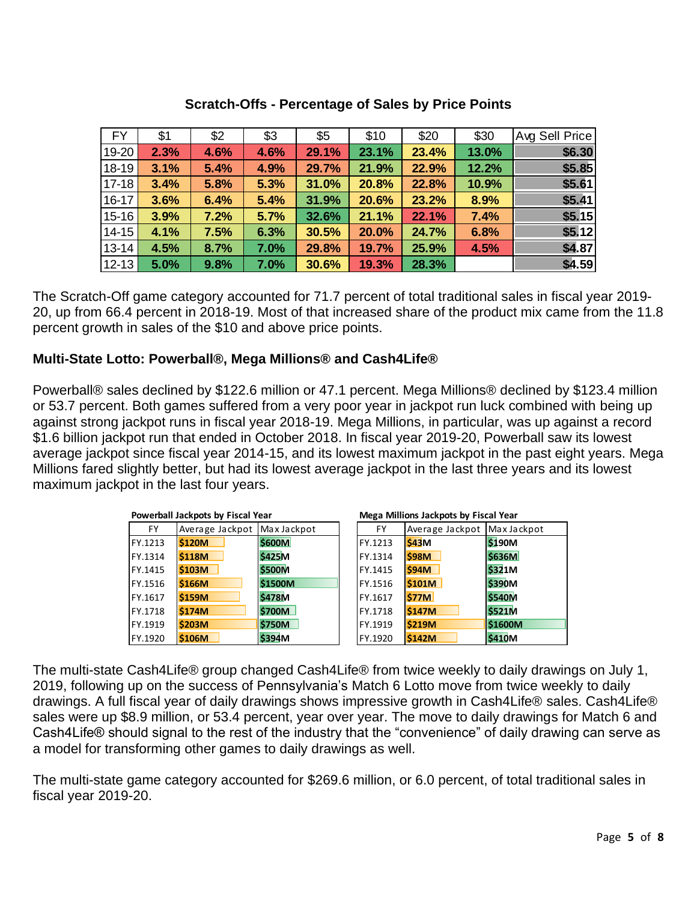### Scratch-Offs - Percentage of Sales by Price Points

| FY | $1 | $2 | $3 | $5 | $10 | $20 | $30 | Avg Sell Price |
|---|---|---|---|---|---|---|---|---|
| 19-20 | 2.3% | 4.6% | 4.6% | 29.1% | 23.1% | 23.4% | 13.0% | $6.30 |
| 18-19 | 3.1% | 5.4% | 4.9% | 29.7% | 21.9% | 22.9% | 12.2% | $5.85 |
| 17-18 | 3.4% | 5.8% | 5.3% | 31.0% | 20.8% | 22.8% | 10.9% | $5.61 |
| 16-17 | 3.6% | 6.4% | 5.4% | 31.9% | 20.6% | 23.2% | 8.9% | $5.41 |
| 15-16 | 3.9% | 7.2% | 5.7% | 32.6% | 21.1% | 22.1% | 7.4% | $5.15 |
| 14-15 | 4.1% | 7.5% | 6.3% | 30.5% | 20.0% | 24.7% | 6.8% | $5.12 |
| 13-14 | 4.5% | 8.7% | 7.0% | 29.8% | 19.7% | 25.9% | 4.5% | $4.87 |
| 12-13 | 5.0% | 9.8% | 7.0% | 30.6% | 19.3% | 28.3% | | $4.59 |

The Scratch-Off game category accounted for 71.7 percent of total traditional sales in fiscal year 2019-20, up from 66.4 percent in 2018-19. Most of that increased share of the product mix came from the 11.8 percent growth in sales of the $10 and above price points.

### Multi-State Lotto: Powerball®, Mega Millions® and Cash4Life®

Powerball® sales declined by $122.6 million or 47.1 percent. Mega Millions® declined by $123.4 million or 53.7 percent. Both games suffered from a very poor year in jackpot run luck combined with being up against strong jackpot runs in fiscal year 2018-19. Mega Millions, in particular, was up against a record $1.6 billion jackpot run that ended in October 2018. In fiscal year 2019-20, Powerball saw its lowest average jackpot since fiscal year 2014-15, and its lowest maximum jackpot in the past eight years. Mega Millions fared slightly better, but had its lowest average jackpot in the last three years and its lowest maximum jackpot in the last four years.

**Powerball Jackpots by Fiscal Year**

| FY | Average Jackpot | Max Jackpot |
|---|---|---|
| FY.1213 | $120M | $600M |
| FY.1314 | $118M | $425M |
| FY.1415 | $103M | $500M |
| FY.1516 | $166M | $1500M |
| FY.1617 | $159M | $478M |
| FY.1718 | $174M | $700M |
| FY.1919 | $203M | $750M |
| FY.1920 | $106M | $394M |

**Mega Millions Jackpots by Fiscal Year**

| FY | Average Jackpot | Max Jackpot |
|---|---|---|
| FY.1213 | $43M | $190M |
| FY.1314 | $98M | $636M |
| FY.1415 | $94M | $321M |
| FY.1516 | $101M | $390M |
| FY.1617 | $77M | $540M |
| FY.1718 | $147M | $521M |
| FY.1919 | $219M | $1600M |
| FY.1920 | $142M | $410M |

The multi-state Cash4Life® group changed Cash4Life® from twice weekly to daily drawings on July 1, 2019, following up on the success of Pennsylvania's Match 6 Lotto move from twice weekly to daily drawings. A full fiscal year of daily drawings shows impressive growth in Cash4Life® sales. Cash4Life® sales were up $8.9 million, or 53.4 percent, year over year. The move to daily drawings for Match 6 and Cash4Life® should signal to the rest of the industry that the "convenience" of daily drawing can serve as a model for transforming other games to daily drawings as well.

The multi-state game category accounted for $269.6 million, or 6.0 percent, of total traditional sales in fiscal year 2019-20.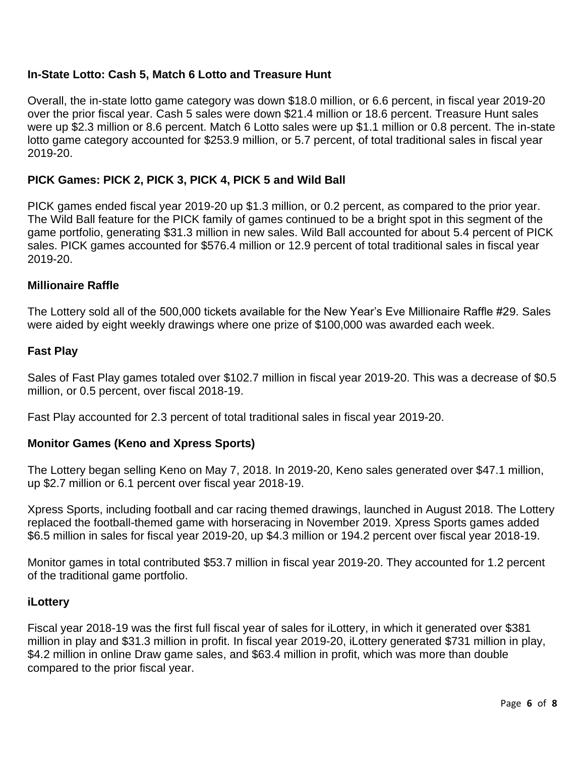### In-State Lotto: Cash 5, Match 6 Lotto and Treasure Hunt

Overall, the in-state lotto game category was down $18.0 million, or 6.6 percent, in fiscal year 2019-20 over the prior fiscal year. Cash 5 sales were down $21.4 million or 18.6 percent. Treasure Hunt sales were up $2.3 million or 8.6 percent. Match 6 Lotto sales were up $1.1 million or 0.8 percent. The in-state lotto game category accounted for $253.9 million, or 5.7 percent, of total traditional sales in fiscal year 2019-20.

### PICK Games: PICK 2, PICK 3, PICK 4, PICK 5 and Wild Ball

PICK games ended fiscal year 2019-20 up $1.3 million, or 0.2 percent, as compared to the prior year. The Wild Ball feature for the PICK family of games continued to be a bright spot in this segment of the game portfolio, generating $31.3 million in new sales. Wild Ball accounted for about 5.4 percent of PICK sales. PICK games accounted for $576.4 million or 12.9 percent of total traditional sales in fiscal year 2019-20.

### Millionaire Raffle

The Lottery sold all of the 500,000 tickets available for the New Year's Eve Millionaire Raffle #29. Sales were aided by eight weekly drawings where one prize of $100,000 was awarded each week.

### Fast Play

Sales of Fast Play games totaled over $102.7 million in fiscal year 2019-20. This was a decrease of $0.5 million, or 0.5 percent, over fiscal 2018-19.

Fast Play accounted for 2.3 percent of total traditional sales in fiscal year 2019-20.

### Monitor Games (Keno and Xpress Sports)

The Lottery began selling Keno on May 7, 2018. In 2019-20, Keno sales generated over $47.1 million, up $2.7 million or 6.1 percent over fiscal year 2018-19.

Xpress Sports, including football and car racing themed drawings, launched in August 2018. The Lottery replaced the football-themed game with horseracing in November 2019. Xpress Sports games added $6.5 million in sales for fiscal year 2019-20, up $4.3 million or 194.2 percent over fiscal year 2018-19.

Monitor games in total contributed $53.7 million in fiscal year 2019-20. They accounted for 1.2 percent of the traditional game portfolio.

### iLottery

Fiscal year 2018-19 was the first full fiscal year of sales for iLottery, in which it generated over $381 million in play and $31.3 million in profit. In fiscal year 2019-20, iLottery generated $731 million in play, $4.2 million in online Draw game sales, and $63.4 million in profit, which was more than double compared to the prior fiscal year.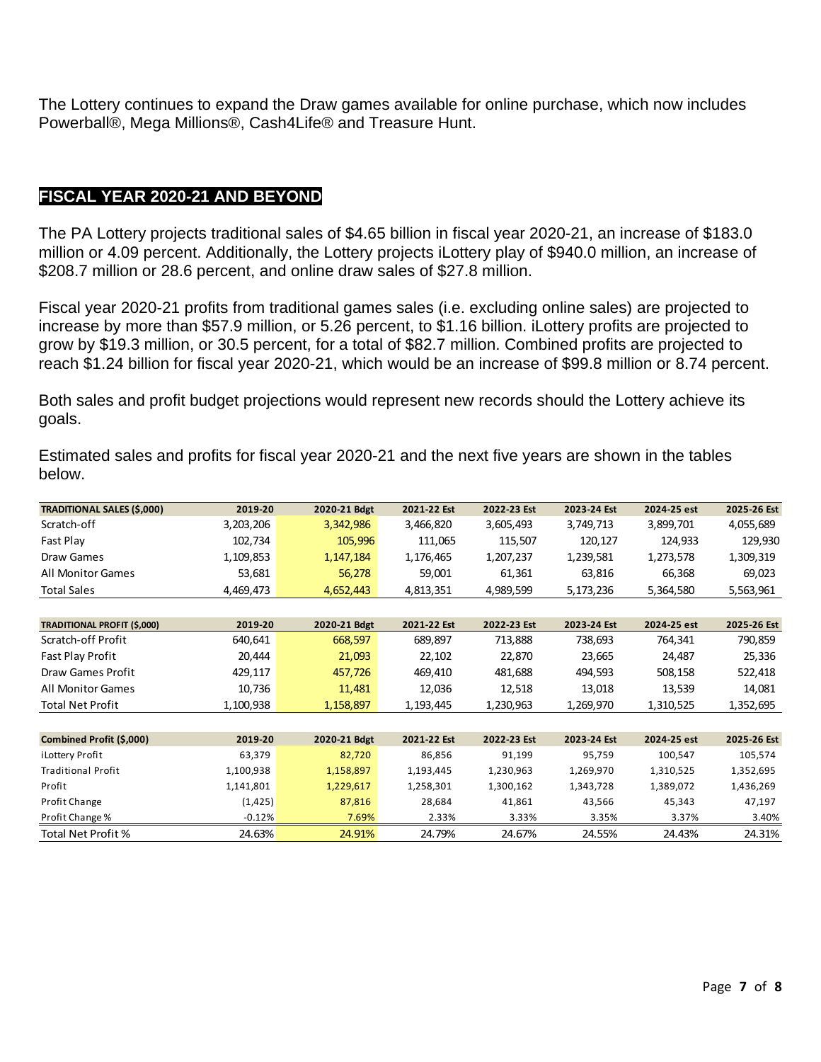The Lottery continues to expand the Draw games available for online purchase, which now includes Powerball®, Mega Millions®, Cash4Life® and Treasure Hunt.

## FISCAL YEAR 2020-21 AND BEYOND

The PA Lottery projects traditional sales of $4.65 billion in fiscal year 2020-21, an increase of $183.0 million or 4.09 percent. Additionally, the Lottery projects iLottery play of $940.0 million, an increase of $208.7 million or 28.6 percent, and online draw sales of $27.8 million.

Fiscal year 2020-21 profits from traditional games sales (i.e. excluding online sales) are projected to increase by more than $57.9 million, or 5.26 percent, to $1.16 billion. iLottery profits are projected to grow by $19.3 million, or 30.5 percent, for a total of $82.7 million. Combined profits are projected to reach $1.24 billion for fiscal year 2020-21, which would be an increase of $99.8 million or 8.74 percent.

Both sales and profit budget projections would represent new records should the Lottery achieve its goals.

Estimated sales and profits for fiscal year 2020-21 and the next five years are shown in the tables below.

| TRADITIONAL SALES ($,000) | 2019-20 | 2020-21 Bdgt | 2021-22 Est | 2022-23 Est | 2023-24 Est | 2024-25 est | 2025-26 Est |
|---|---|---|---|---|---|---|---|
| Scratch-off | 3,203,206 | 3,342,986 | 3,466,820 | 3,605,493 | 3,749,713 | 3,899,701 | 4,055,689 |
| Fast Play | 102,734 | 105,996 | 111,065 | 115,507 | 120,127 | 124,933 | 129,930 |
| Draw Games | 1,109,853 | 1,147,184 | 1,176,465 | 1,207,237 | 1,239,581 | 1,273,578 | 1,309,319 |
| All Monitor Games | 53,681 | 56,278 | 59,001 | 61,361 | 63,816 | 66,368 | 69,023 |
| Total Sales | 4,469,473 | 4,652,443 | 4,813,351 | 4,989,599 | 5,173,236 | 5,364,580 | 5,563,961 |

| TRADITIONAL PROFIT ($,000) | 2019-20 | 2020-21 Bdgt | 2021-22 Est | 2022-23 Est | 2023-24 Est | 2024-25 est | 2025-26 Est |
|---|---|---|---|---|---|---|---|
| Scratch-off Profit | 640,641 | 668,597 | 689,897 | 713,888 | 738,693 | 764,341 | 790,859 |
| Fast Play Profit | 20,444 | 21,093 | 22,102 | 22,870 | 23,665 | 24,487 | 25,336 |
| Draw Games Profit | 429,117 | 457,726 | 469,410 | 481,688 | 494,593 | 508,158 | 522,418 |
| All Monitor Games | 10,736 | 11,481 | 12,036 | 12,518 | 13,018 | 13,539 | 14,081 |
| Total Net Profit | 1,100,938 | 1,158,897 | 1,193,445 | 1,230,963 | 1,269,970 | 1,310,525 | 1,352,695 |

| Combined Profit ($,000) | 2019-20 | 2020-21 Bdgt | 2021-22 Est | 2022-23 Est | 2023-24 Est | 2024-25 est | 2025-26 Est |
|---|---|---|---|---|---|---|---|
| iLottery Profit | 63,379 | 82,720 | 86,856 | 91,199 | 95,759 | 100,547 | 105,574 |
| Traditional Profit | 1,100,938 | 1,158,897 | 1,193,445 | 1,230,963 | 1,269,970 | 1,310,525 | 1,352,695 |
| Profit | 1,141,801 | 1,229,617 | 1,258,301 | 1,300,162 | 1,343,728 | 1,389,072 | 1,436,269 |
| Profit Change | (1,425) | 87,816 | 28,684 | 41,861 | 43,566 | 45,343 | 47,197 |
| Profit Change % | -0.12% | 7.69% | 2.33% | 3.33% | 3.35% | 3.37% | 3.40% |
| Total Net Profit % | 24.63% | 24.91% | 24.79% | 24.67% | 24.55% | 24.43% | 24.31% |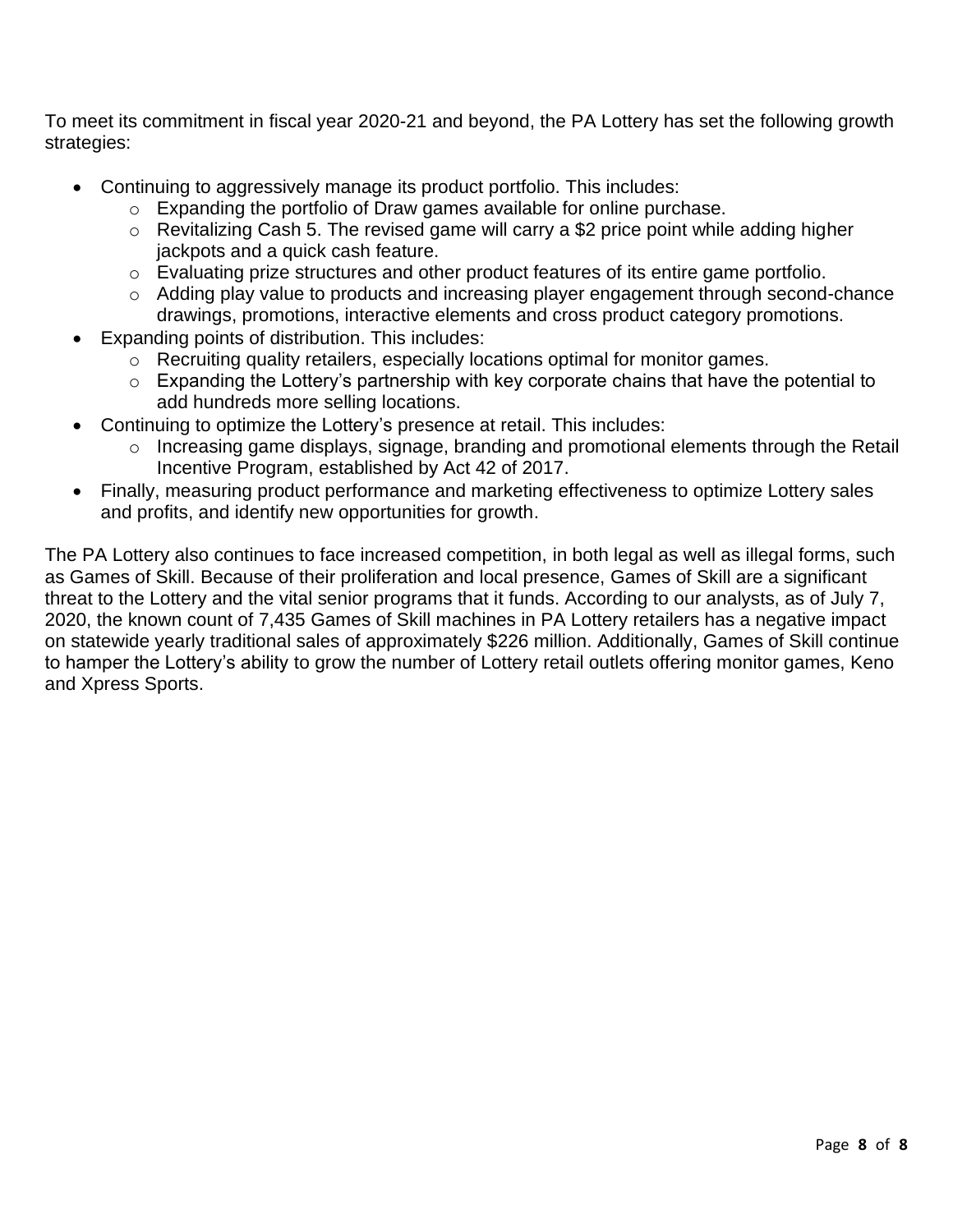To meet its commitment in fiscal year 2020-21 and beyond, the PA Lottery has set the following growth strategies:

- Continuing to aggressively manage its product portfolio. This includes:
  - Expanding the portfolio of Draw games available for online purchase.
  - Revitalizing Cash 5. The revised game will carry a $2 price point while adding higher jackpots and a quick cash feature.
  - Evaluating prize structures and other product features of its entire game portfolio.
  - Adding play value to products and increasing player engagement through second-chance drawings, promotions, interactive elements and cross product category promotions.
- Expanding points of distribution. This includes:
  - Recruiting quality retailers, especially locations optimal for monitor games.
  - Expanding the Lottery's partnership with key corporate chains that have the potential to add hundreds more selling locations.
- Continuing to optimize the Lottery's presence at retail. This includes:
  - Increasing game displays, signage, branding and promotional elements through the Retail Incentive Program, established by Act 42 of 2017.
- Finally, measuring product performance and marketing effectiveness to optimize Lottery sales and profits, and identify new opportunities for growth.

The PA Lottery also continues to face increased competition, in both legal as well as illegal forms, such as Games of Skill. Because of their proliferation and local presence, Games of Skill are a significant threat to the Lottery and the vital senior programs that it funds. According to our analysts, as of July 7, 2020, the known count of 7,435 Games of Skill machines in PA Lottery retailers has a negative impact on statewide yearly traditional sales of approximately $226 million. Additionally, Games of Skill continue to hamper the Lottery's ability to grow the number of Lottery retail outlets offering monitor games, Keno and Xpress Sports.